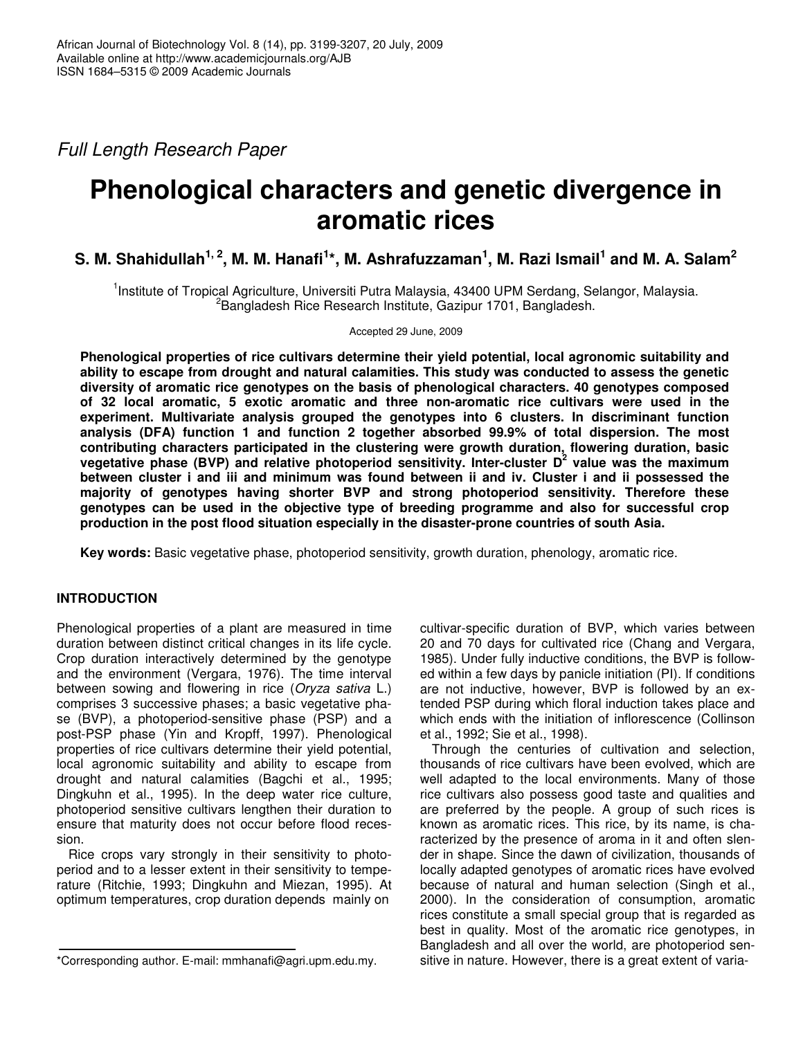*Full Length Research Paper*

# Phenological characters and genetic divergence in aromatic rices

**S. M. Shahidullah[1, 2], M. M. Hanafi[1]*, M. Ashrafuzzaman[1], M. Razi Ismail[1] and M. A. Salam[2]**

[1]Institute of Tropical Agriculture, Universiti Putra Malaysia, 43400 UPM Serdang, Selangor, Malaysia.
[2]Bangladesh Rice Research Institute, Gazipur 1701, Bangladesh.

Accepted 29 June, 2009

**Phenological properties of rice cultivars determine their yield potential, local agronomic suitability and ability to escape from drought and natural calamities. This study was conducted to assess the genetic diversity of aromatic rice genotypes on the basis of phenological characters. 40 genotypes composed of 32 local aromatic, 5 exotic aromatic and three non-aromatic rice cultivars were used in the experiment. Multivariate analysis grouped the genotypes into 6 clusters. In discriminant function analysis (DFA) function 1 and function 2 together absorbed 99.9% of total dispersion. The most contributing characters participated in the clustering were growth duration, flowering duration, basic vegetative phase (BVP) and relative photoperiod sensitivity. Inter-cluster $D^2$ value was the maximum between cluster i and iii and minimum was found between ii and iv. Cluster i and ii possessed the majority of genotypes having shorter BVP and strong photoperiod sensitivity. Therefore these genotypes can be used in the objective type of breeding programme and also for successful crop production in the post flood situation especially in the disaster-prone countries of south Asia.**

**Key words:** Basic vegetative phase, photoperiod sensitivity, growth duration, phenology, aromatic rice.

## INTRODUCTION

Phenological properties of a plant are measured in time duration between distinct critical changes in its life cycle. Crop duration interactively determined by the genotype and the environment (Vergara, 1976). The time interval between sowing and flowering in rice (*Oryza sativa* L.) comprises 3 successive phases; a basic vegetative phase (BVP), a photoperiod-sensitive phase (PSP) and a post-PSP phase (Yin and Kropff, 1997). Phenological properties of rice cultivars determine their yield potential, local agronomic suitability and ability to escape from drought and natural calamities (Bagchi et al., 1995; Dingkuhn et al., 1995). In the deep water rice culture, photoperiod sensitive cultivars lengthen their duration to ensure that maturity does not occur before flood recession.

Rice crops vary strongly in their sensitivity to photoperiod and to a lesser extent in their sensitivity to temperature (Ritchie, 1993; Dingkuhn and Miezan, 1995). At optimum temperatures, crop duration depends mainly on cultivar-specific duration of BVP, which varies between 20 and 70 days for cultivated rice (Chang and Vergara, 1985). Under fully inductive conditions, the BVP is followed within a few days by panicle initiation (PI). If conditions are not inductive, however, BVP is followed by an extended PSP during which floral induction takes place and which ends with the initiation of inflorescence (Collinson et al., 1992; Sie et al., 1998).

Through the centuries of cultivation and selection, thousands of rice cultivars have been evolved, which are well adapted to the local environments. Many of those rice cultivars also possess good taste and qualities and are preferred by the people. A group of such rices is known as aromatic rices. This rice, by its name, is characterized by the presence of aroma in it and often slender in shape. Since the dawn of civilization, thousands of locally adapted genotypes of aromatic rices have evolved because of natural and human selection (Singh et al., 2000). In the consideration of consumption, aromatic rices constitute a small special group that is regarded as best in quality. Most of the aromatic rice genotypes, in Bangladesh and all over the world, are photoperiod sensitive in nature. However, there is a great extent of varia-

*Corresponding author. E-mail: mmhanafi@agri.upm.edu.my.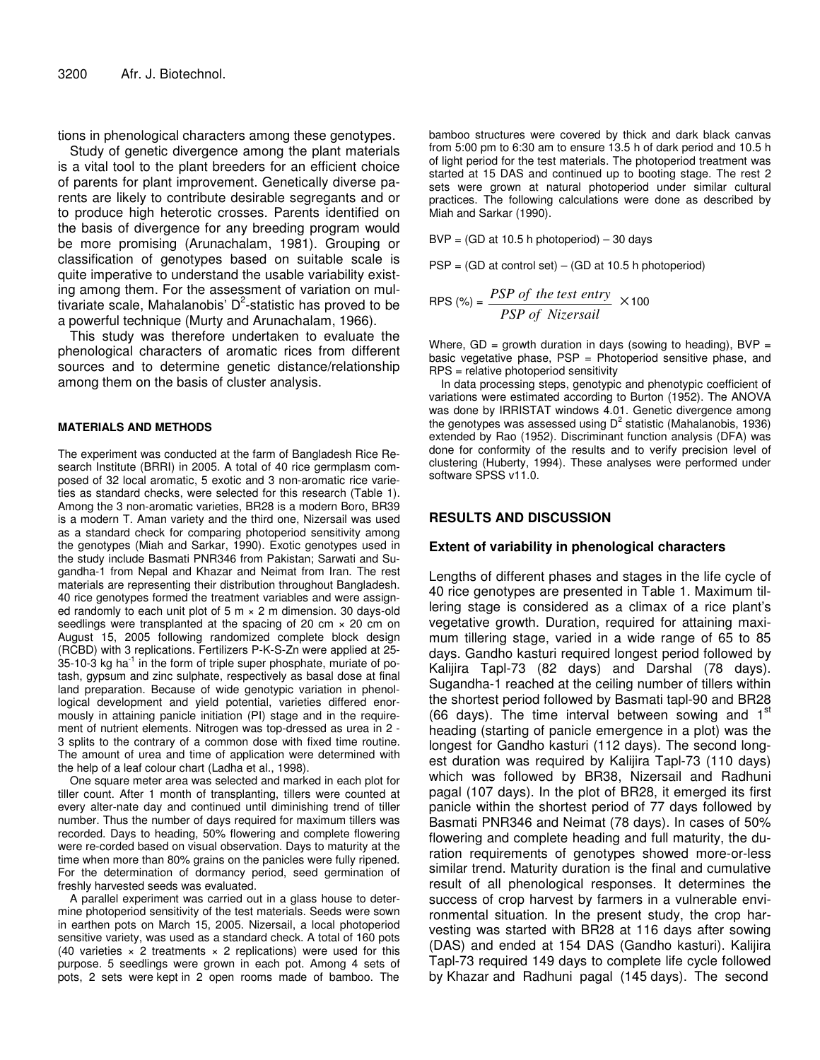tions in phenological characters among these genotypes.

Study of genetic divergence among the plant materials is a vital tool to the plant breeders for an efficient choice of parents for plant improvement. Genetically diverse parents are likely to contribute desirable segregants and or to produce high heterotic crosses. Parents identified on the basis of divergence for any breeding program would be more promising (Arunachalam, 1981). Grouping or classification of genotypes based on suitable scale is quite imperative to understand the usable variability existing among them. For the assessment of variation on multivariate scale, Mahalanobis' $D^2$-statistic has proved to be a powerful technique (Murty and Arunachalam, 1966).

This study was therefore undertaken to evaluate the phenological characters of aromatic rices from different sources and to determine genetic distance/relationship among them on the basis of cluster analysis.

## MATERIALS AND METHODS

The experiment was conducted at the farm of Bangladesh Rice Research Institute (BRRI) in 2005. A total of 40 rice germplasm composed of 32 local aromatic, 5 exotic and 3 non-aromatic rice varieties as standard checks, were selected for this research (Table 1). Among the 3 non-aromatic varieties, BR28 is a modern Boro, BR39 is a modern T. Aman variety and the third one, Nizersail was used as a standard check for comparing photoperiod sensitivity among the genotypes (Miah and Sarkar, 1990). Exotic genotypes used in the study include Basmati PNR346 from Pakistan; Sarwati and Sugandha-1 from Nepal and Khazar and Neimat from Iran. The rest materials are representing their distribution throughout Bangladesh. 40 rice genotypes formed the treatment variables and were assigned randomly to each unit plot of 5 m × 2 m dimension. 30 days-old seedlings were transplanted at the spacing of 20 cm × 20 cm on August 15, 2005 following randomized complete block design (RCBD) with 3 replications. Fertilizers P-K-S-Zn were applied at 25-35-10-3 kg ha$^{-1}$ in the form of triple super phosphate, muriate of potash, gypsum and zinc sulphate, respectively as basal dose at final land preparation. Because of wide genotypic variation in phenollogical development and yield potential, varieties differed enormously in attaining panicle initiation (PI) stage and in the requirement of nutrient elements. Nitrogen was top-dressed as urea in 2 - 3 splits to the contrary of a common dose with fixed time routine. The amount of urea and time of application were determined with the help of a leaf colour chart (Ladha et al., 1998).

One square meter area was selected and marked in each plot for tiller count. After 1 month of transplanting, tillers were counted at every alter-nate day and continued until diminishing trend of tiller number. Thus the number of days required for maximum tillers was recorded. Days to heading, 50% flowering and complete flowering were re-corded based on visual observation. Days to maturity at the time when more than 80% grains on the panicles were fully ripened. For the determination of dormancy period, seed germination of freshly harvested seeds was evaluated.

A parallel experiment was carried out in a glass house to determine photoperiod sensitivity of the test materials. Seeds were sown in earthen pots on March 15, 2005. Nizersail, a local photoperiod sensitive variety, was used as a standard check. A total of 160 pots (40 varieties × 2 treatments × 2 replications) were used for this purpose. 5 seedlings were grown in each pot. Among 4 sets of pots, 2 sets were kept in 2 open rooms made of bamboo. The bamboo structures were covered by thick and dark black canvas from 5:00 pm to 6:30 am to ensure 13.5 h of dark period and 10.5 h of light period for the test materials. The photoperiod treatment was started at 15 DAS and continued up to booting stage. The rest 2 sets were grown at natural photoperiod under similar cultural practices. The following calculations were done as described by Miah and Sarkar (1990).

BVP = (GD at 10.5 h photoperiod) – 30 days

PSP = (GD at control set) – (GD at 10.5 h photoperiod)

$$\text{RPS (\%)} = \frac{PSP\ of\ the\ test\ entry}{PSP\ of\ Nizersail} \times 100$$

Where, GD = growth duration in days (sowing to heading), BVP = basic vegetative phase, PSP = Photoperiod sensitive phase, and RPS = relative photoperiod sensitivity

In data processing steps, genotypic and phenotypic coefficient of variations were estimated according to Burton (1952). The ANOVA was done by IRRISTAT windows 4.01. Genetic divergence among the genotypes was assessed using $D^2$ statistic (Mahalanobis, 1936) extended by Rao (1952). Discriminant function analysis (DFA) was done for conformity of the results and to verify precision level of clustering (Huberty, 1994). These analyses were performed under software SPSS v11.0.

## RESULTS AND DISCUSSION

### Extent of variability in phenological characters

Lengths of different phases and stages in the life cycle of 40 rice genotypes are presented in Table 1. Maximum tillering stage is considered as a climax of a rice plant's vegetative growth. Duration, required for attaining maximum tillering stage, varied in a wide range of 65 to 85 days. Gandho kasturi required longest period followed by Kalijira Tapl-73 (82 days) and Darshal (78 days). Sugandha-1 reached at the ceiling number of tillers within the shortest period followed by Basmati tapl-90 and BR28 (66 days). The time interval between sowing and 1[st] heading (starting of panicle emergence in a plot) was the longest for Gandho kasturi (112 days). The second longest duration was required by Kalijira Tapl-73 (110 days) which was followed by BR38, Nizersail and Radhuni pagal (107 days). In the plot of BR28, it emerged its first panicle within the shortest period of 77 days followed by Basmati PNR346 and Neimat (78 days). In cases of 50% flowering and complete heading and full maturity, the duration requirements of genotypes showed more-or-less similar trend. Maturity duration is the final and cumulative result of all phenological responses. It determines the success of crop harvest by farmers in a vulnerable environmental situation. In the present study, the crop harvesting was started with BR28 at 116 days after sowing (DAS) and ended at 154 DAS (Gandho kasturi). Kalijira Tapl-73 required 149 days to complete life cycle followed by Khazar and Radhuni pagal (145 days). The second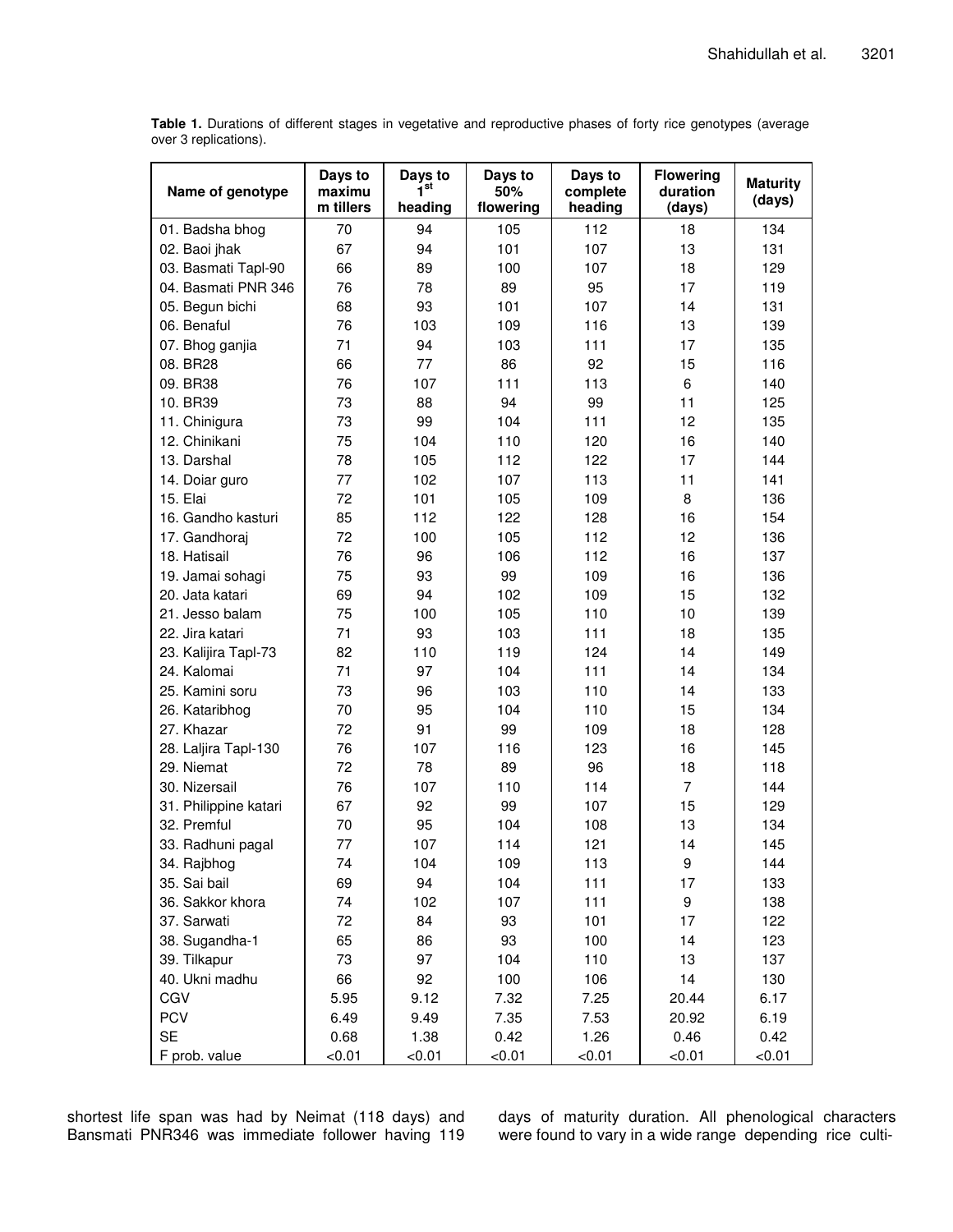**Table 1.** Durations of different stages in vegetative and reproductive phases of forty rice genotypes (average over 3 replications).

| Name of genotype | Days to maximum tillers | Days to 1st heading | Days to 50% flowering | Days to complete heading | Flowering duration (days) | Maturity (days) |
|---|---|---|---|---|---|---|
| 01. Badsha bhog | 70 | 94 | 105 | 112 | 18 | 134 |
| 02. Baoi jhak | 67 | 94 | 101 | 107 | 13 | 131 |
| 03. Basmati Tapl-90 | 66 | 89 | 100 | 107 | 18 | 129 |
| 04. Basmati PNR 346 | 76 | 78 | 89 | 95 | 17 | 119 |
| 05. Begun bichi | 68 | 93 | 101 | 107 | 14 | 131 |
| 06. Benaful | 76 | 103 | 109 | 116 | 13 | 139 |
| 07. Bhog ganjia | 71 | 94 | 103 | 111 | 17 | 135 |
| 08. BR28 | 66 | 77 | 86 | 92 | 15 | 116 |
| 09. BR38 | 76 | 107 | 111 | 113 | 6 | 140 |
| 10. BR39 | 73 | 88 | 94 | 99 | 11 | 125 |
| 11. Chinigura | 73 | 99 | 104 | 111 | 12 | 135 |
| 12. Chinikani | 75 | 104 | 110 | 120 | 16 | 140 |
| 13. Darshal | 78 | 105 | 112 | 122 | 17 | 144 |
| 14. Doiar guro | 77 | 102 | 107 | 113 | 11 | 141 |
| 15. Elai | 72 | 101 | 105 | 109 | 8 | 136 |
| 16. Gandho kasturi | 85 | 112 | 122 | 128 | 16 | 154 |
| 17. Gandhoraj | 72 | 100 | 105 | 112 | 12 | 136 |
| 18. Hatisail | 76 | 96 | 106 | 112 | 16 | 137 |
| 19. Jamai sohagi | 75 | 93 | 99 | 109 | 16 | 136 |
| 20. Jata katari | 69 | 94 | 102 | 109 | 15 | 132 |
| 21. Jesso balam | 75 | 100 | 105 | 110 | 10 | 139 |
| 22. Jira katari | 71 | 93 | 103 | 111 | 18 | 135 |
| 23. Kalijira Tapl-73 | 82 | 110 | 119 | 124 | 14 | 149 |
| 24. Kalomai | 71 | 97 | 104 | 111 | 14 | 134 |
| 25. Kamini soru | 73 | 96 | 103 | 110 | 14 | 133 |
| 26. Kataribhog | 70 | 95 | 104 | 110 | 15 | 134 |
| 27. Khazar | 72 | 91 | 99 | 109 | 18 | 128 |
| 28. Laljira Tapl-130 | 76 | 107 | 116 | 123 | 16 | 145 |
| 29. Niemat | 72 | 78 | 89 | 96 | 18 | 118 |
| 30. Nizersail | 76 | 107 | 110 | 114 | 7 | 144 |
| 31. Philippine katari | 67 | 92 | 99 | 107 | 15 | 129 |
| 32. Premful | 70 | 95 | 104 | 108 | 13 | 134 |
| 33. Radhuni pagal | 77 | 107 | 114 | 121 | 14 | 145 |
| 34. Rajbhog | 74 | 104 | 109 | 113 | 9 | 144 |
| 35. Sai bail | 69 | 94 | 104 | 111 | 17 | 133 |
| 36. Sakkor khora | 74 | 102 | 107 | 111 | 9 | 138 |
| 37. Sarwati | 72 | 84 | 93 | 101 | 17 | 122 |
| 38. Sugandha-1 | 65 | 86 | 93 | 100 | 14 | 123 |
| 39. Tilkapur | 73 | 97 | 104 | 110 | 13 | 137 |
| 40. Ukni madhu | 66 | 92 | 100 | 106 | 14 | 130 |
| CGV | 5.95 | 9.12 | 7.32 | 7.25 | 20.44 | 6.17 |
| PCV | 6.49 | 9.49 | 7.35 | 7.53 | 20.92 | 6.19 |
| SE | 0.68 | 1.38 | 0.42 | 1.26 | 0.46 | 0.42 |
| F prob. value | <0.01 | <0.01 | <0.01 | <0.01 | <0.01 | <0.01 |

shortest life span was had by Neimat (118 days) and Bansmati PNR346 was immediate follower having 119 days of maturity duration. All phenological characters were found to vary in a wide range depending rice culti-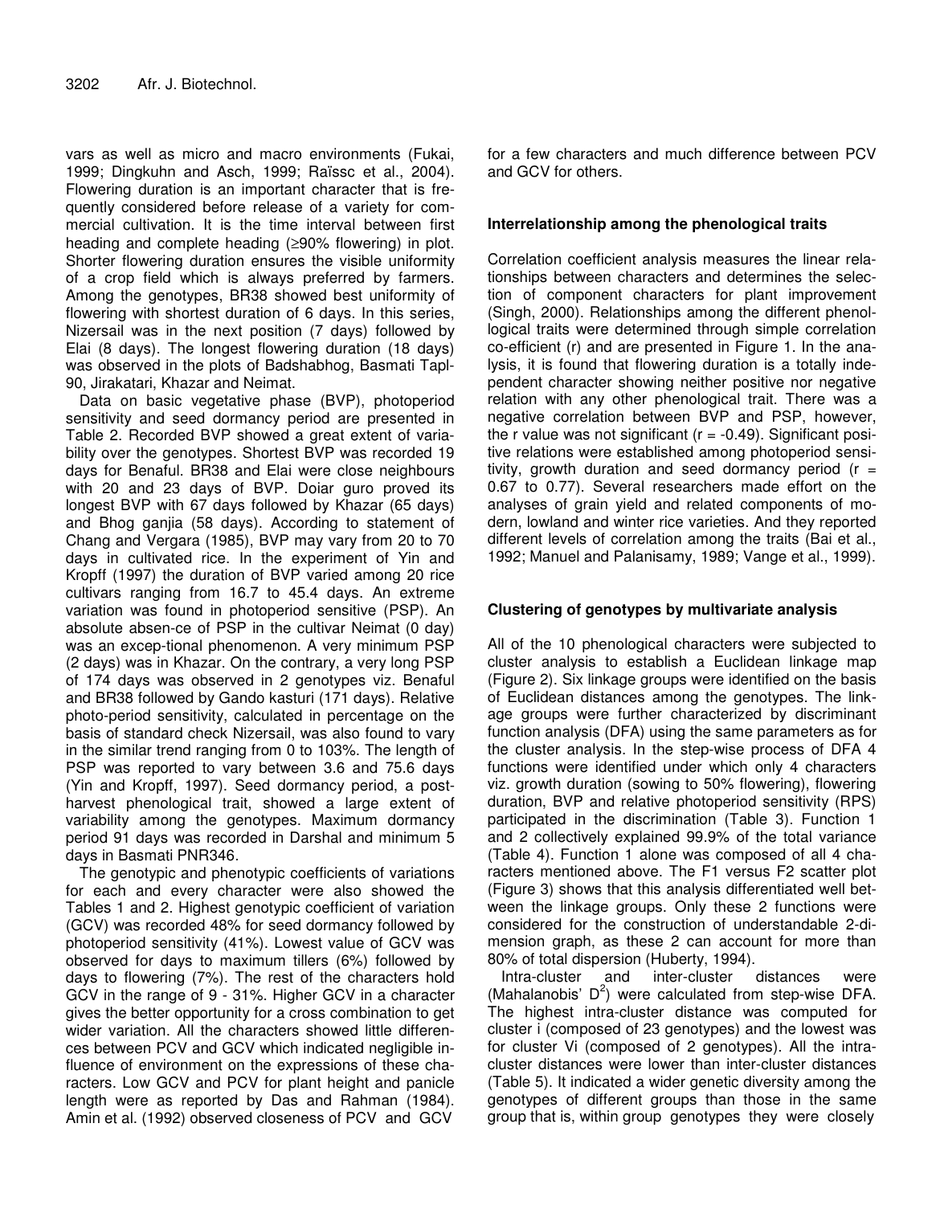vars as well as micro and macro environments (Fukai, 1999; Dingkuhn and Asch, 1999; Raïssc et al., 2004). Flowering duration is an important character that is frequently considered before release of a variety for commercial cultivation. It is the time interval between first heading and complete heading (≥90% flowering) in plot. Shorter flowering duration ensures the visible uniformity of a crop field which is always preferred by farmers. Among the genotypes, BR38 showed best uniformity of flowering with shortest duration of 6 days. In this series, Nizersail was in the next position (7 days) followed by Elai (8 days). The longest flowering duration (18 days) was observed in the plots of Badshabhog, Basmati Tapl-90, Jirakatari, Khazar and Neimat.

Data on basic vegetative phase (BVP), photoperiod sensitivity and seed dormancy period are presented in Table 2. Recorded BVP showed a great extent of variability over the genotypes. Shortest BVP was recorded 19 days for Benaful. BR38 and Elai were close neighbours with 20 and 23 days of BVP. Doiar guro proved its longest BVP with 67 days followed by Khazar (65 days) and Bhog ganjia (58 days). According to statement of Chang and Vergara (1985), BVP may vary from 20 to 70 days in cultivated rice. In the experiment of Yin and Kropff (1997) the duration of BVP varied among 20 rice cultivars ranging from 16.7 to 45.4 days. An extreme variation was found in photoperiod sensitive (PSP). An absolute absen-ce of PSP in the cultivar Neimat (0 day) was an excep-tional phenomenon. A very minimum PSP (2 days) was in Khazar. On the contrary, a very long PSP of 174 days was observed in 2 genotypes viz. Benaful and BR38 followed by Gando kasturi (171 days). Relative photo-period sensitivity, calculated in percentage on the basis of standard check Nizersail, was also found to vary in the similar trend ranging from 0 to 103%. The length of PSP was reported to vary between 3.6 and 75.6 days (Yin and Kropff, 1997). Seed dormancy period, a post-harvest phenological trait, showed a large extent of variability among the genotypes. Maximum dormancy period 91 days was recorded in Darshal and minimum 5 days in Basmati PNR346.

The genotypic and phenotypic coefficients of variations for each and every character were also showed the Tables 1 and 2. Highest genotypic coefficient of variation (GCV) was recorded 48% for seed dormancy followed by photoperiod sensitivity (41%). Lowest value of GCV was observed for days to maximum tillers (6%) followed by days to flowering (7%). The rest of the characters hold GCV in the range of 9 - 31%. Higher GCV in a character gives the better opportunity for a cross combination to get wider variation. All the characters showed little differences between PCV and GCV which indicated negligible influence of environment on the expressions of these characters. Low GCV and PCV for plant height and panicle length were as reported by Das and Rahman (1984). Amin et al. (1992) observed closeness of PCV and GCV for a few characters and much difference between PCV and GCV for others.

### Interrelationship among the phenological traits

Correlation coefficient analysis measures the linear relationships between characters and determines the selection of component characters for plant improvement (Singh, 2000). Relationships among the different phenollogical traits were determined through simple correlation co-efficient (r) and are presented in Figure 1. In the analysis, it is found that flowering duration is a totally independent character showing neither positive nor negative relation with any other phenological trait. There was a negative correlation between BVP and PSP, however, the r value was not significant ($r = -0.49$). Significant positive relations were established among photoperiod sensitivity, growth duration and seed dormancy period ($r = 0.67$ to $0.77$). Several researchers made effort on the analyses of grain yield and related components of modern, lowland and winter rice varieties. And they reported different levels of correlation among the traits (Bai et al., 1992; Manuel and Palanisamy, 1989; Vange et al., 1999).

### Clustering of genotypes by multivariate analysis

All of the 10 phenological characters were subjected to cluster analysis to establish a Euclidean linkage map (Figure 2). Six linkage groups were identified on the basis of Euclidean distances among the genotypes. The linkage groups were further characterized by discriminant function analysis (DFA) using the same parameters as for the cluster analysis. In the step-wise process of DFA 4 functions were identified under which only 4 characters viz. growth duration (sowing to 50% flowering), flowering duration, BVP and relative photoperiod sensitivity (RPS) participated in the discrimination (Table 3). Function 1 and 2 collectively explained 99.9% of the total variance (Table 4). Function 1 alone was composed of all 4 characters mentioned above. The F1 versus F2 scatter plot (Figure 3) shows that this analysis differentiated well between the linkage groups. Only these 2 functions were considered for the construction of understandable 2-dimension graph, as these 2 can account for more than 80% of total dispersion (Huberty, 1994).

Intra-cluster and inter-cluster distances were (Mahalanobis' $D^2$) were calculated from step-wise DFA. The highest intra-cluster distance was computed for cluster i (composed of 23 genotypes) and the lowest was for cluster Vi (composed of 2 genotypes). All the intra-cluster distances were lower than inter-cluster distances (Table 5). It indicated a wider genetic diversity among the genotypes of different groups than those in the same group that is, within group genotypes they were closely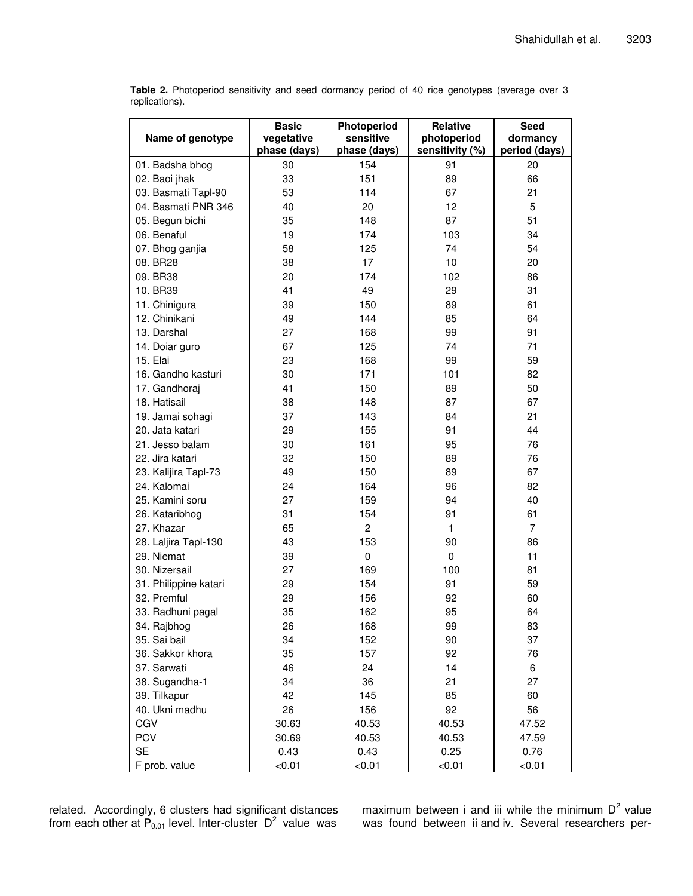**Table 2.** Photoperiod sensitivity and seed dormancy period of 40 rice genotypes (average over 3 replications).

| Name of genotype | Basic vegetative phase (days) | Photoperiod sensitive phase (days) | Relative photoperiod sensitivity (%) | Seed dormancy period (days) |
|---|---|---|---|---|
| 01. Badsha bhog | 30 | 154 | 91 | 20 |
| 02. Baoi jhak | 33 | 151 | 89 | 66 |
| 03. Basmati Tapl-90 | 53 | 114 | 67 | 21 |
| 04. Basmati PNR 346 | 40 | 20 | 12 | 5 |
| 05. Begun bichi | 35 | 148 | 87 | 51 |
| 06. Benaful | 19 | 174 | 103 | 34 |
| 07. Bhog ganjia | 58 | 125 | 74 | 54 |
| 08. BR28 | 38 | 17 | 10 | 20 |
| 09. BR38 | 20 | 174 | 102 | 86 |
| 10. BR39 | 41 | 49 | 29 | 31 |
| 11. Chinigura | 39 | 150 | 89 | 61 |
| 12. Chinikani | 49 | 144 | 85 | 64 |
| 13. Darshal | 27 | 168 | 99 | 91 |
| 14. Doiar guro | 67 | 125 | 74 | 71 |
| 15. Elai | 23 | 168 | 99 | 59 |
| 16. Gandho kasturi | 30 | 171 | 101 | 82 |
| 17. Gandhoraj | 41 | 150 | 89 | 50 |
| 18. Hatisail | 38 | 148 | 87 | 67 |
| 19. Jamai sohagi | 37 | 143 | 84 | 21 |
| 20. Jata katari | 29 | 155 | 91 | 44 |
| 21. Jesso balam | 30 | 161 | 95 | 76 |
| 22. Jira katari | 32 | 150 | 89 | 76 |
| 23. Kalijira Tapl-73 | 49 | 150 | 89 | 67 |
| 24. Kalomai | 24 | 164 | 96 | 82 |
| 25. Kamini soru | 27 | 159 | 94 | 40 |
| 26. Kataribhog | 31 | 154 | 91 | 61 |
| 27. Khazar | 65 | 2 | 1 | 7 |
| 28. Laljira Tapl-130 | 43 | 153 | 90 | 86 |
| 29. Niemat | 39 | 0 | 0 | 11 |
| 30. Nizersail | 27 | 169 | 100 | 81 |
| 31. Philippine katari | 29 | 154 | 91 | 59 |
| 32. Premful | 29 | 156 | 92 | 60 |
| 33. Radhuni pagal | 35 | 162 | 95 | 64 |
| 34. Rajbhog | 26 | 168 | 99 | 83 |
| 35. Sai bail | 34 | 152 | 90 | 37 |
| 36. Sakkor khora | 35 | 157 | 92 | 76 |
| 37. Sarwati | 46 | 24 | 14 | 6 |
| 38. Sugandha-1 | 34 | 36 | 21 | 27 |
| 39. Tilkapur | 42 | 145 | 85 | 60 |
| 40. Ukni madhu | 26 | 156 | 92 | 56 |
| CGV | 30.63 | 40.53 | 40.53 | 47.52 |
| PCV | 30.69 | 40.53 | 40.53 | 47.59 |
| SE | 0.43 | 0.43 | 0.25 | 0.76 |
| F prob. value | <0.01 | <0.01 | <0.01 | <0.01 |

related. Accordingly, 6 clusters had significant distances from each other at $P_{0.01}$ level. Inter-cluster $D^2$ value was maximum between i and iii while the minimum $D^2$ value was found between ii and iv. Several researchers per-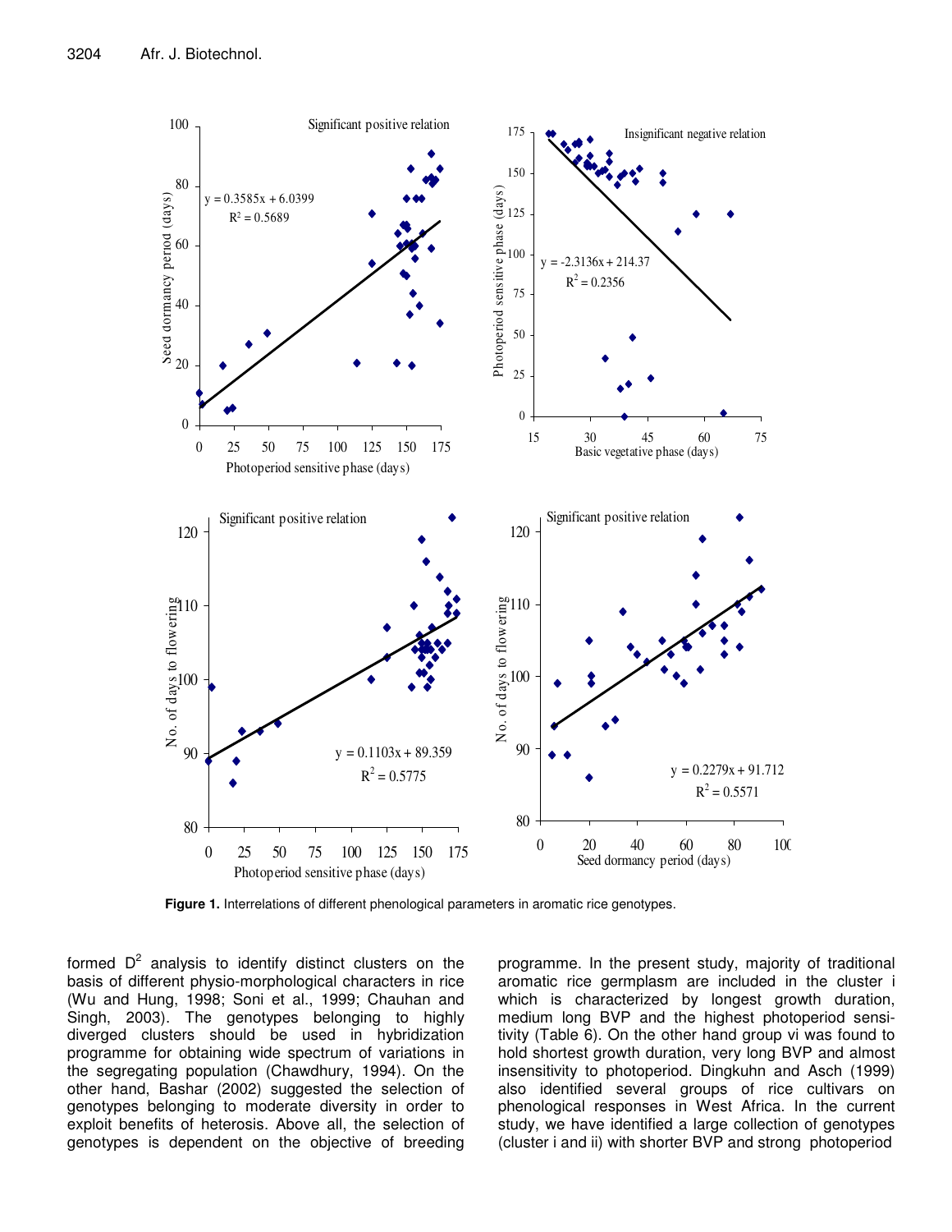**Figure 1.** Interrelations of different phenological parameters in aromatic rice genotypes.

formed $D^2$ analysis to identify distinct clusters on the basis of different physio-morphological characters in rice (Wu and Hung, 1998; Soni et al., 1999; Chauhan and Singh, 2003). The genotypes belonging to highly diverged clusters should be used in hybridization programme for obtaining wide spectrum of variations in the segregating population (Chawdhury, 1994). On the other hand, Bashar (2002) suggested the selection of genotypes belonging to moderate diversity in order to exploit benefits of heterosis. Above all, the selection of genotypes is dependent on the objective of breeding programme. In the present study, majority of traditional aromatic rice germplasm are included in the cluster i which is characterized by longest growth duration, medium long BVP and the highest photoperiod sensitivity (Table 6). On the other hand group vi was found to hold shortest growth duration, very long BVP and almost insensitivity to photoperiod. Dingkuhn and Asch (1999) also identified several groups of rice cultivars on phenological responses in West Africa. In the current study, we have identified a large collection of genotypes (cluster i and ii) with shorter BVP and strong photoperiod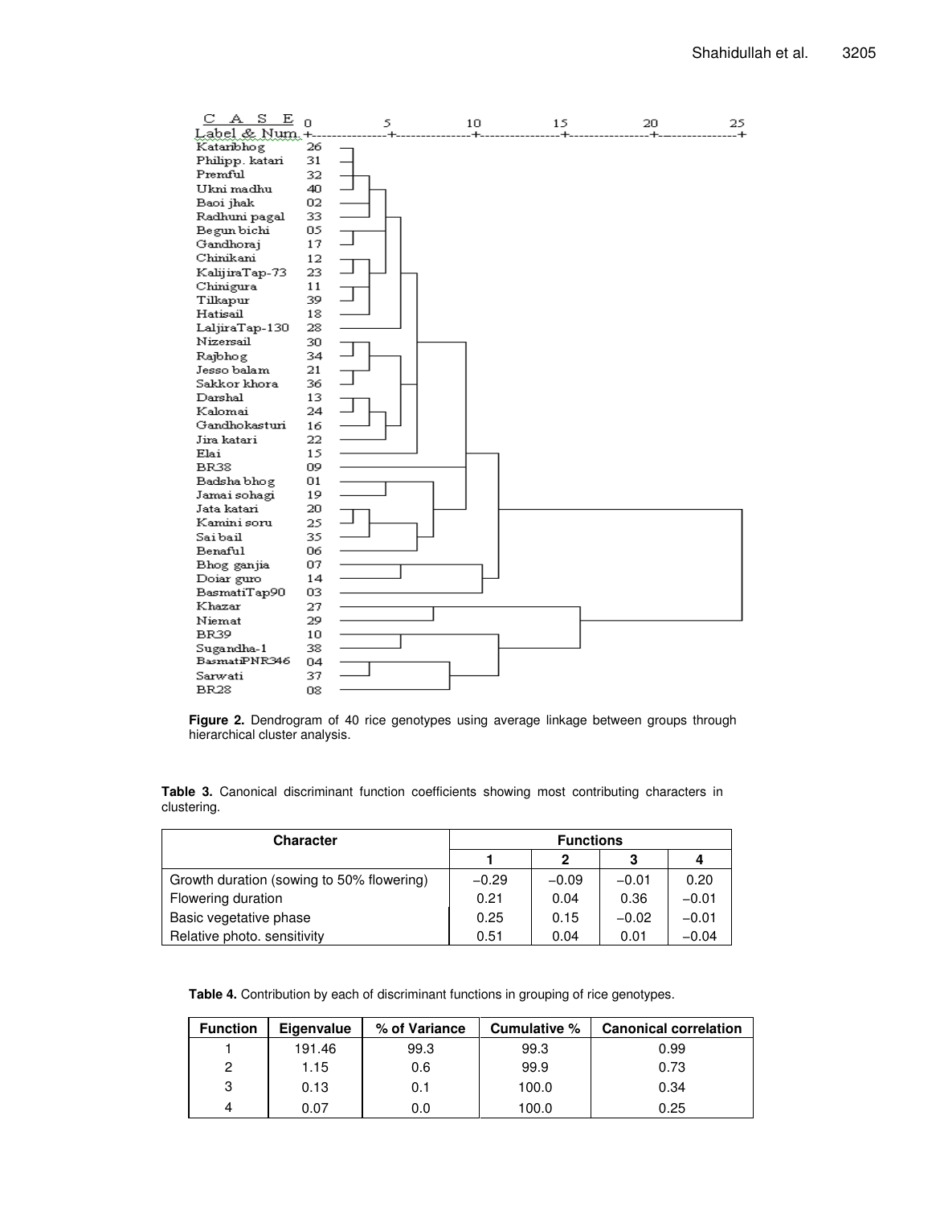**Figure 2.** Dendrogram of 40 rice genotypes using average linkage between groups through hierarchical cluster analysis.

**Table 3.** Canonical discriminant function coefficients showing most contributing characters in clustering.

| Character | Functions | | | |
|---|---|---|---|---|
| | 1 | 2 | 3 | 4 |
| Growth duration (sowing to 50% flowering) | −0.29 | −0.09 | −0.01 | 0.20 |
| Flowering duration | 0.21 | 0.04 | 0.36 | −0.01 |
| Basic vegetative phase | 0.25 | 0.15 | −0.02 | −0.01 |
| Relative photo. sensitivity | 0.51 | 0.04 | 0.01 | −0.04 |

**Table 4.** Contribution by each of discriminant functions in grouping of rice genotypes.

| Function | Eigenvalue | % of Variance | Cumulative % | Canonical correlation |
|---|---|---|---|---|
| 1 | 191.46 | 99.3 | 99.3 | 0.99 |
| 2 | 1.15 | 0.6 | 99.9 | 0.73 |
| 3 | 0.13 | 0.1 | 100.0 | 0.34 |
| 4 | 0.07 | 0.0 | 100.0 | 0.25 |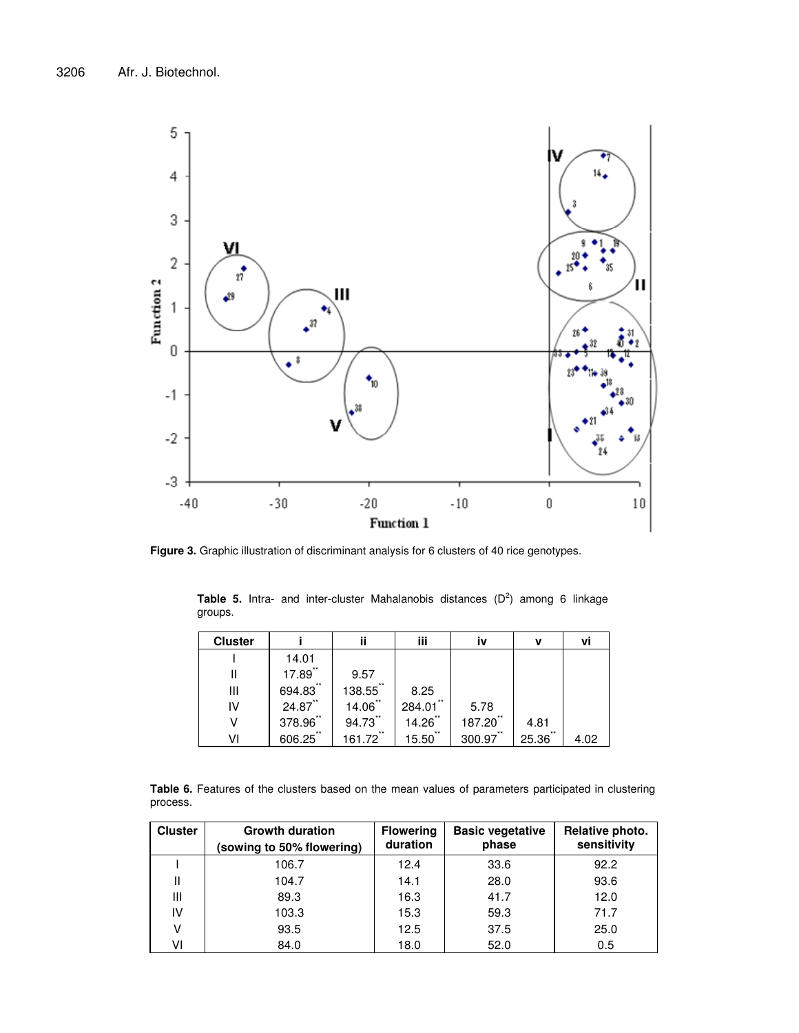**Figure 3.** Graphic illustration of discriminant analysis for 6 clusters of 40 rice genotypes.

**Table 5.** Intra- and inter-cluster Mahalanobis distances ($D^2$) among 6 linkage groups.

| Cluster | i | ii | iii | iv | v | vi |
|---|---|---|---|---|---|---|
| I | 14.01 | | | | | |
| II | 17.89** | 9.57 | | | | |
| III | 694.83** | 138.55** | 8.25 | | | |
| IV | 24.87** | 14.06** | 284.01** | 5.78 | | |
| V | 378.96** | 94.73** | 14.26** | 187.20** | 4.81 | |
| VI | 606.25** | 161.72** | 15.50** | 300.97** | 25.36** | 4.02 |

**Table 6.** Features of the clusters based on the mean values of parameters participated in clustering process.

| Cluster | Growth duration (sowing to 50% flowering) | Flowering duration | Basic vegetative phase | Relative photo. sensitivity |
|---|---|---|---|---|
| I | 106.7 | 12.4 | 33.6 | 92.2 |
| II | 104.7 | 14.1 | 28.0 | 93.6 |
| III | 89.3 | 16.3 | 41.7 | 12.0 |
| IV | 103.3 | 15.3 | 59.3 | 71.7 |
| V | 93.5 | 12.5 | 37.5 | 25.0 |
| VI | 84.0 | 18.0 | 52.0 | 0.5 |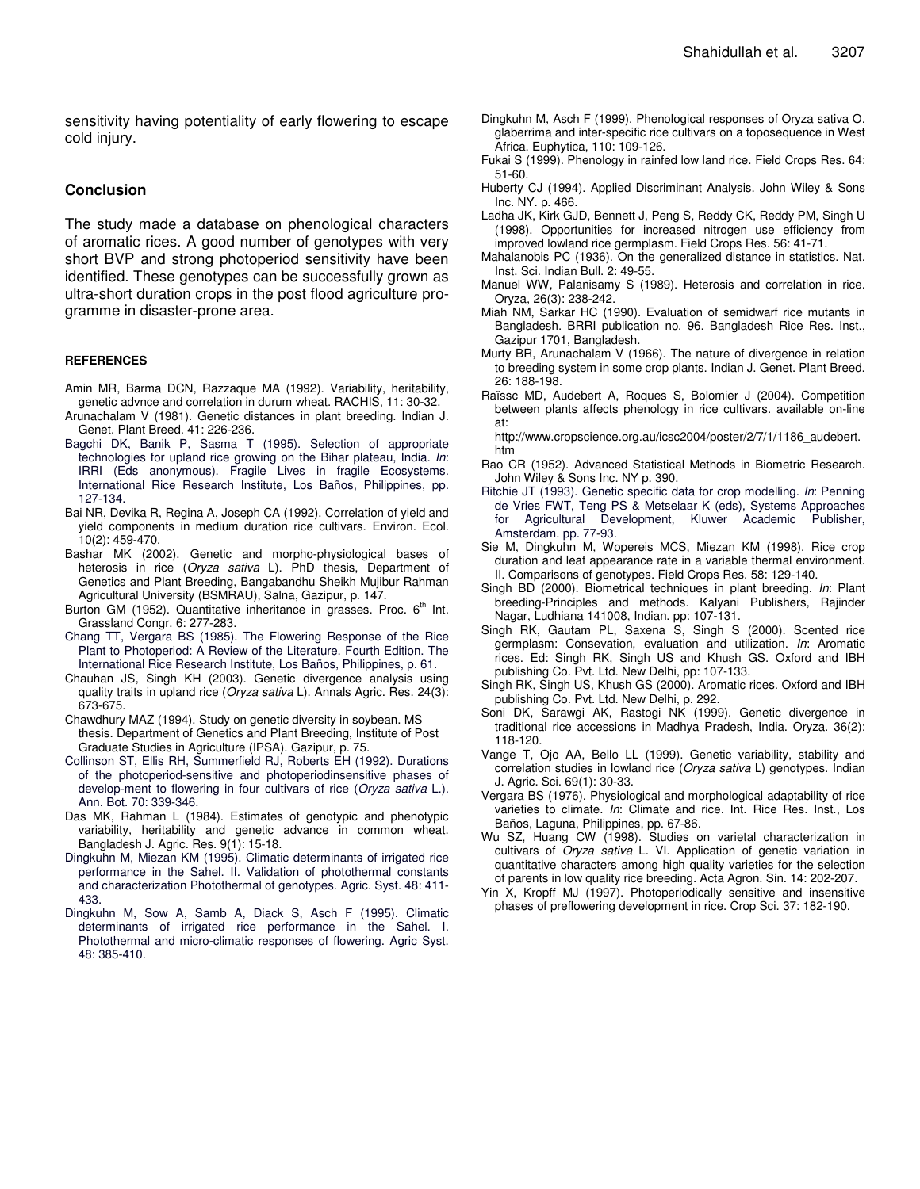sensitivity having potentiality of early flowering to escape cold injury.

## Conclusion

The study made a database on phenological characters of aromatic rices. A good number of genotypes with very short BVP and strong photoperiod sensitivity have been identified. These genotypes can be successfully grown as ultra-short duration crops in the post flood agriculture programme in disaster-prone area.

### REFERENCES

Amin MR, Barma DCN, Razzaque MA (1992). Variability, heritability, genetic advnce and correlation in durum wheat. RACHIS, 11: 30-32.

Arunachalam V (1981). Genetic distances in plant breeding. Indian J. Genet. Plant Breed. 41: 226-236.

Bagchi DK, Banik P, Sasma T (1995). Selection of appropriate technologies for upland rice growing on the Bihar plateau, India. *In*: IRRI (Eds anonymous). Fragile Lives in fragile Ecosystems. International Rice Research Institute, Los Baños, Philippines, pp. 127-134.

Bai NR, Devika R, Regina A, Joseph CA (1992). Correlation of yield and yield components in medium duration rice cultivars. Environ. Ecol. 10(2): 459-470.

Bashar MK (2002). Genetic and morpho-physiological bases of heterosis in rice (*Oryza sativa* L). PhD thesis, Department of Genetics and Plant Breeding, Bangabandhu Sheikh Mujibur Rahman Agricultural University (BSMRAU), Salna, Gazipur, p. 147.

Burton GM (1952). Quantitative inheritance in grasses. Proc. 6th Int. Grassland Congr. 6: 277-283.

Chang TT, Vergara BS (1985). The Flowering Response of the Rice Plant to Photoperiod: A Review of the Literature. Fourth Edition. The International Rice Research Institute, Los Baños, Philippines, p. 61.

Chauhan JS, Singh KH (2003). Genetic divergence analysis using quality traits in upland rice (*Oryza sativa* L). Annals Agric. Res. 24(3): 673-675.

Chawdhury MAZ (1994). Study on genetic diversity in soybean. MS thesis. Department of Genetics and Plant Breeding, Institute of Post Graduate Studies in Agriculture (IPSA). Gazipur, p. 75.

Collinson ST, Ellis RH, Summerfield RJ, Roberts EH (1992). Durations of the photoperiod-sensitive and photoperiodinsensitive phases of develop-ment to flowering in four cultivars of rice (*Oryza sativa* L.). Ann. Bot. 70: 339-346.

Das MK, Rahman L (1984). Estimates of genotypic and phenotypic variability, heritability and genetic advance in common wheat. Bangladesh J. Agric. Res. 9(1): 15-18.

Dingkuhn M, Miezan KM (1995). Climatic determinants of irrigated rice performance in the Sahel. II. Validation of photothermal constants and characterization Photothermal of genotypes. Agric. Syst. 48: 411-433.

Dingkuhn M, Sow A, Samb A, Diack S, Asch F (1995). Climatic determinants of irrigated rice performance in the Sahel. I. Photothermal and micro-climatic responses of flowering. Agric Syst. 48: 385-410.

Dingkuhn M, Asch F (1999). Phenological responses of Oryza sativa O. glaberrima and inter-specific rice cultivars on a toposequence in West Africa. Euphytica, 110: 109-126.

Fukai S (1999). Phenology in rainfed low land rice. Field Crops Res. 64: 51-60.

Huberty CJ (1994). Applied Discriminant Analysis. John Wiley & Sons Inc. NY. p. 466.

Ladha JK, Kirk GJD, Bennett J, Peng S, Reddy CK, Reddy PM, Singh U (1998). Opportunities for increased nitrogen use efficiency from improved lowland rice germplasm. Field Crops Res. 56: 41-71.

Mahalanobis PC (1936). On the generalized distance in statistics. Nat. Inst. Sci. Indian Bull. 2: 49-55.

Manuel WW, Palanisamy S (1989). Heterosis and correlation in rice. Oryza, 26(3): 238-242.

Miah NM, Sarkar HC (1990). Evaluation of semidwarf rice mutants in Bangladesh. BRRI publication no. 96. Bangladesh Rice Res. Inst., Gazipur 1701, Bangladesh.

Murty BR, Arunachalam V (1966). The nature of divergence in relation to breeding system in some crop plants. Indian J. Genet. Plant Breed. 26: 188-198.

Raïssc MD, Audebert A, Roques S, Bolomier J (2004). Competition between plants affects phenology in rice cultivars. available on-line at: http://www.cropscience.org.au/icsc2004/poster/2/7/1/1186_audebert.htm

Rao CR (1952). Advanced Statistical Methods in Biometric Research. John Wiley & Sons Inc. NY p. 390.

Ritchie JT (1993). Genetic specific data for crop modelling. *In*: Penning de Vries FWT, Teng PS & Metselaar K (eds), Systems Approaches for Agricultural Development, Kluwer Academic Publisher, Amsterdam. pp. 77-93.

Sie M, Dingkuhn M, Wopereis MCS, Miezan KM (1998). Rice crop duration and leaf appearance rate in a variable thermal environment. II. Comparisons of genotypes. Field Crops Res. 58: 129-140.

Singh BD (2000). Biometrical techniques in plant breeding. *In*: Plant breeding-Principles and methods. Kalyani Publishers, Rajinder Nagar, Ludhiana 141008, Indian. pp: 107-131.

Singh RK, Gautam PL, Saxena S, Singh S (2000). Scented rice germplasm: Consevation, evaluation and utilization. *In*: Aromatic rices. Ed: Singh RK, Singh US and Khush GS. Oxford and IBH publishing Co. Pvt. Ltd. New Delhi, pp: 107-133.

Singh RK, Singh US, Khush GS (2000). Aromatic rices. Oxford and IBH publishing Co. Pvt. Ltd. New Delhi, p. 292.

Soni DK, Sarawgi AK, Rastogi NK (1999). Genetic divergence in traditional rice accessions in Madhya Pradesh, India. Oryza. 36(2): 118-120.

Vange T, Ojo AA, Bello LL (1999). Genetic variability, stability and correlation studies in lowland rice (*Oryza sativa* L) genotypes. Indian J. Agric. Sci. 69(1): 30-33.

Vergara BS (1976). Physiological and morphological adaptability of rice varieties to climate. *In*: Climate and rice. Int. Rice Res. Inst., Los Baños, Laguna, Philippines, pp. 67-86.

Wu SZ, Huang CW (1998). Studies on varietal characterization in cultivars of *Oryza sativa* L. VI. Application of genetic variation in quantitative characters among high quality varieties for the selection of parents in low quality rice breeding. Acta Agron. Sin. 14: 202-207.

Yin X, Kropff MJ (1997). Photoperiodically sensitive and insensitive phases of preflowering development in rice. Crop Sci. 37: 182-190.